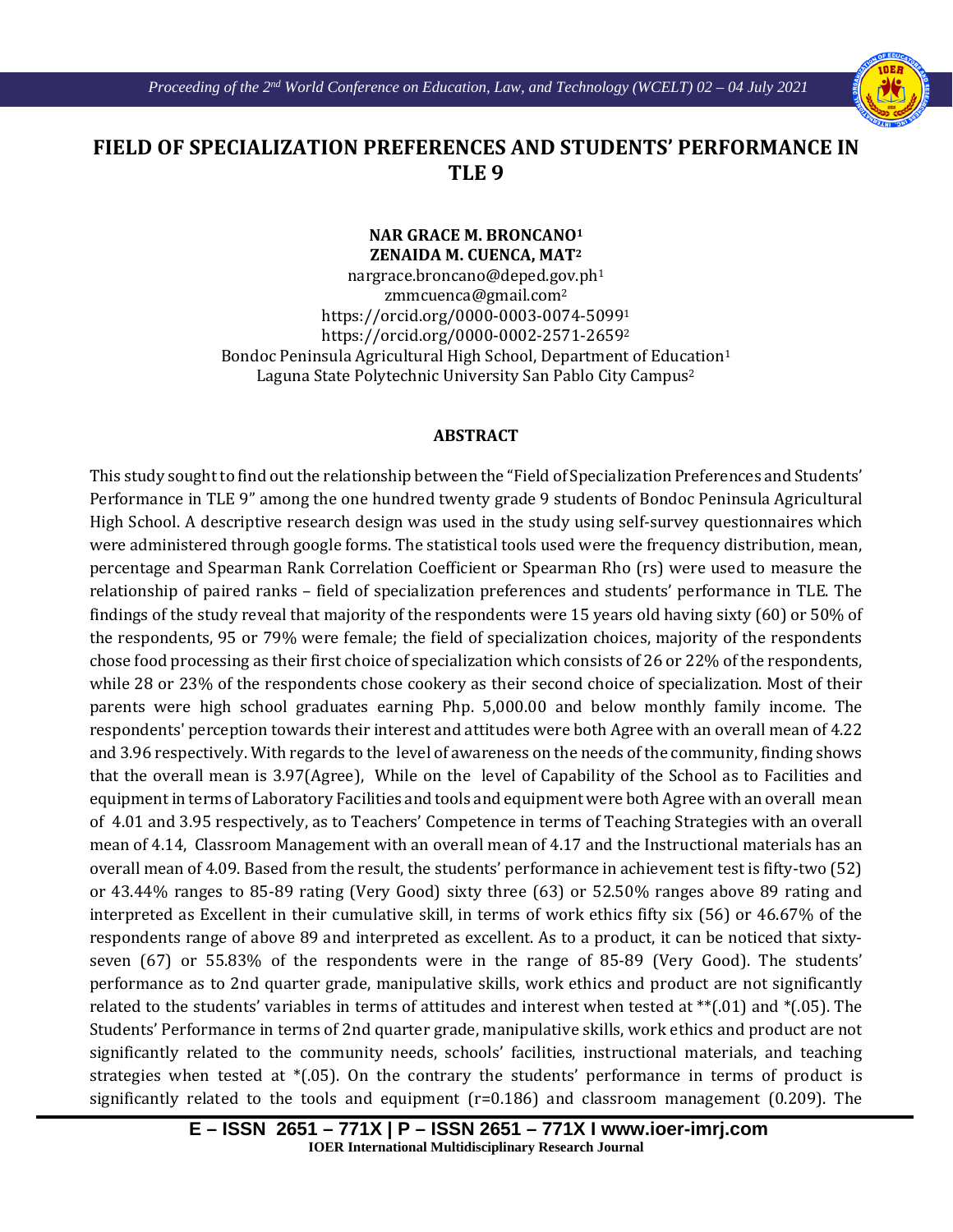# FIELD OF SPECIALIZATION PREFERENCES AND STUDENTS' PERFORMANCE IN TLE 9

**NAR GRACE M. BRONCANO[1]**
**ZENAIDA M. CUENCA, MAT[2]**

nargrace.broncano@deped.gov.ph[1]
zmmcuenca@gmail.com[2]
https://orcid.org/0000-0003-0074-5099[1]
https://orcid.org/0000-0002-2571-2659[2]
Bondoc Peninsula Agricultural High School, Department of Education[1]
Laguna State Polytechnic University San Pablo City Campus[2]

## ABSTRACT

This study sought to find out the relationship between the "Field of Specialization Preferences and Students' Performance in TLE 9" among the one hundred twenty grade 9 students of Bondoc Peninsula Agricultural High School. A descriptive research design was used in the study using self-survey questionnaires which were administered through google forms. The statistical tools used were the frequency distribution, mean, percentage and Spearman Rank Correlation Coefficient or Spearman Rho (rs) were used to measure the relationship of paired ranks – field of specialization preferences and students' performance in TLE. The findings of the study reveal that majority of the respondents were 15 years old having sixty (60) or 50% of the respondents, 95 or 79% were female; the field of specialization choices, majority of the respondents chose food processing as their first choice of specialization which consists of 26 or 22% of the respondents, while 28 or 23% of the respondents chose cookery as their second choice of specialization. Most of their parents were high school graduates earning Php. 5,000.00 and below monthly family income. The respondents' perception towards their interest and attitudes were both Agree with an overall mean of 4.22 and 3.96 respectively. With regards to the level of awareness on the needs of the community, finding shows that the overall mean is 3.97(Agree), While on the level of Capability of the School as to Facilities and equipment in terms of Laboratory Facilities and tools and equipment were both Agree with an overall mean of 4.01 and 3.95 respectively, as to Teachers' Competence in terms of Teaching Strategies with an overall mean of 4.14, Classroom Management with an overall mean of 4.17 and the Instructional materials has an overall mean of 4.09. Based from the result, the students' performance in achievement test is fifty-two (52) or 43.44% ranges to 85-89 rating (Very Good) sixty three (63) or 52.50% ranges above 89 rating and interpreted as Excellent in their cumulative skill, in terms of work ethics fifty six (56) or 46.67% of the respondents range of above 89 and interpreted as excellent. As to a product, it can be noticed that sixty-seven (67) or 55.83% of the respondents were in the range of 85-89 (Very Good). The students' performance as to 2nd quarter grade, manipulative skills, work ethics and product are not significantly related to the students' variables in terms of attitudes and interest when tested at **(.01) and *(.05). The Students' Performance in terms of 2nd quarter grade, manipulative skills, work ethics and product are not significantly related to the community needs, schools' facilities, instructional materials, and teaching strategies when tested at *(.05). On the contrary the students' performance in terms of product is significantly related to the tools and equipment ($r=0.186$) and classroom management (0.209). The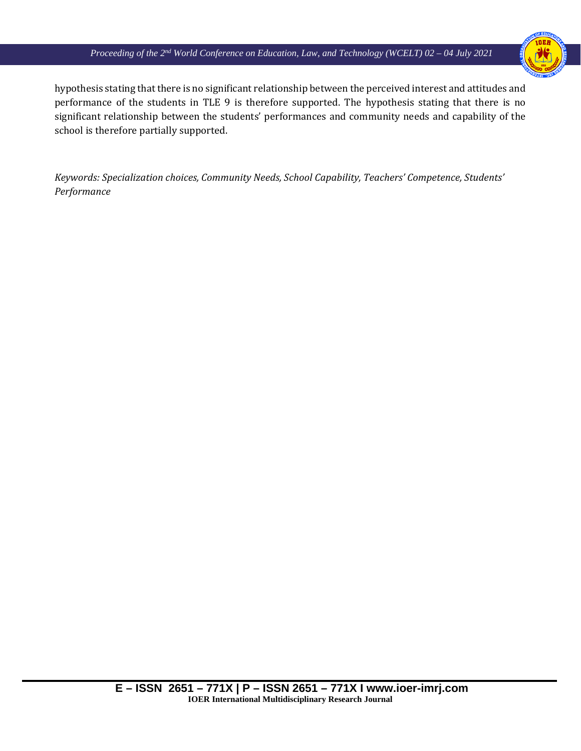hypothesis stating that there is no significant relationship between the perceived interest and attitudes and performance of the students in TLE 9 is therefore supported. The hypothesis stating that there is no significant relationship between the students' performances and community needs and capability of the school is therefore partially supported.

*Keywords: Specialization choices, Community Needs, School Capability, Teachers' Competence, Students' Performance*